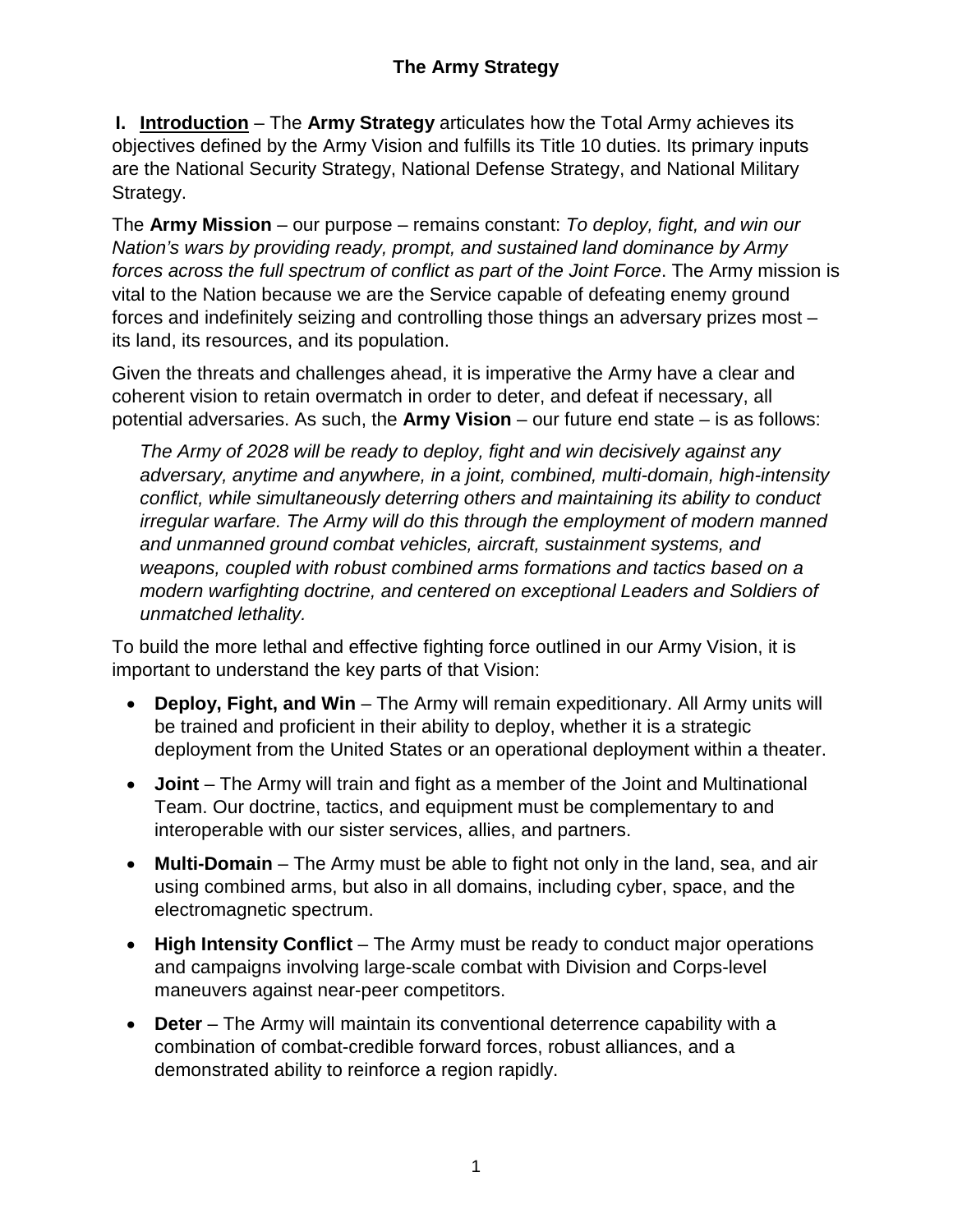# The Army Strategy

**I. <u>Introduction</u>** – The **Army Strategy** articulates how the Total Army achieves its objectives defined by the Army Vision and fulfills its Title 10 duties. Its primary inputs are the National Security Strategy, National Defense Strategy, and National Military Strategy.

The **Army Mission** – our purpose – remains constant: *To deploy, fight, and win our Nation's wars by providing ready, prompt, and sustained land dominance by Army forces across the full spectrum of conflict as part of the Joint Force*. The Army mission is vital to the Nation because we are the Service capable of defeating enemy ground forces and indefinitely seizing and controlling those things an adversary prizes most – its land, its resources, and its population.

Given the threats and challenges ahead, it is imperative the Army have a clear and coherent vision to retain overmatch in order to deter, and defeat if necessary, all potential adversaries. As such, the **Army Vision** – our future end state – is as follows:

> *The Army of 2028 will be ready to deploy, fight and win decisively against any adversary, anytime and anywhere, in a joint, combined, multi-domain, high-intensity conflict, while simultaneously deterring others and maintaining its ability to conduct irregular warfare. The Army will do this through the employment of modern manned and unmanned ground combat vehicles, aircraft, sustainment systems, and weapons, coupled with robust combined arms formations and tactics based on a modern warfighting doctrine, and centered on exceptional Leaders and Soldiers of unmatched lethality.*

To build the more lethal and effective fighting force outlined in our Army Vision, it is important to understand the key parts of that Vision:

- **Deploy, Fight, and Win** – The Army will remain expeditionary. All Army units will be trained and proficient in their ability to deploy, whether it is a strategic deployment from the United States or an operational deployment within a theater.
- **Joint** – The Army will train and fight as a member of the Joint and Multinational Team. Our doctrine, tactics, and equipment must be complementary to and interoperable with our sister services, allies, and partners.
- **Multi-Domain** – The Army must be able to fight not only in the land, sea, and air using combined arms, but also in all domains, including cyber, space, and the electromagnetic spectrum.
- **High Intensity Conflict** – The Army must be ready to conduct major operations and campaigns involving large-scale combat with Division and Corps-level maneuvers against near-peer competitors.
- **Deter** – The Army will maintain its conventional deterrence capability with a combination of combat-credible forward forces, robust alliances, and a demonstrated ability to reinforce a region rapidly.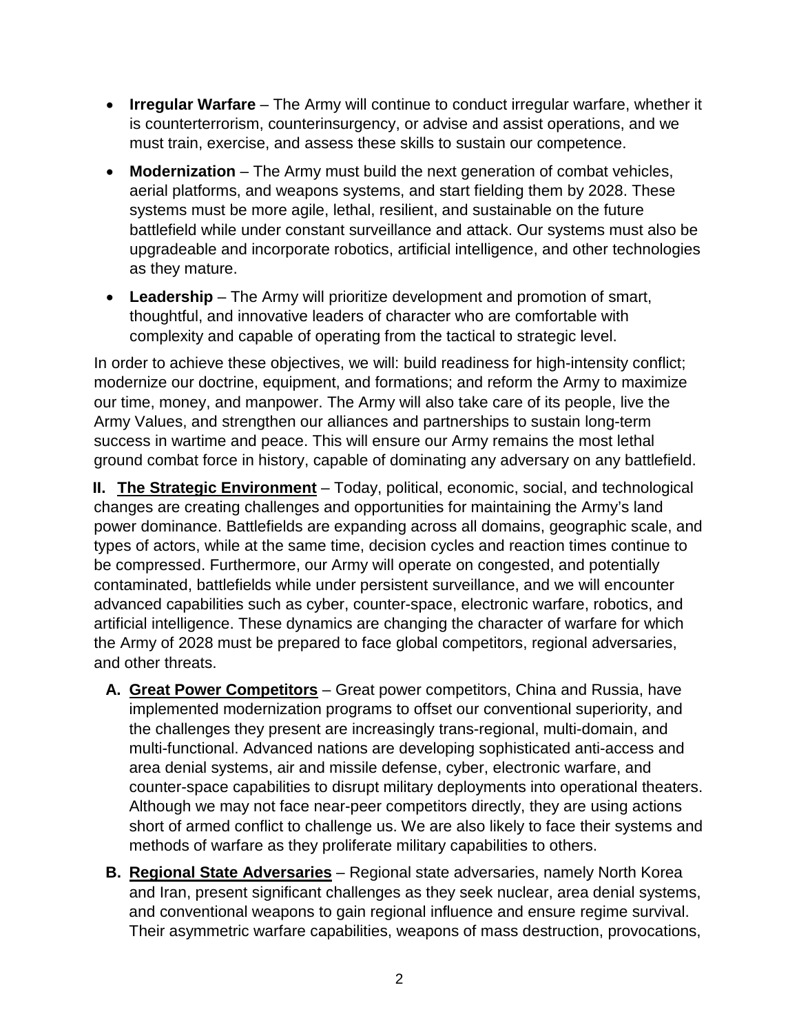- **Irregular Warfare** – The Army will continue to conduct irregular warfare, whether it is counterterrorism, counterinsurgency, or advise and assist operations, and we must train, exercise, and assess these skills to sustain our competence.
- **Modernization** – The Army must build the next generation of combat vehicles, aerial platforms, and weapons systems, and start fielding them by 2028. These systems must be more agile, lethal, resilient, and sustainable on the future battlefield while under constant surveillance and attack. Our systems must also be upgradeable and incorporate robotics, artificial intelligence, and other technologies as they mature.
- **Leadership** – The Army will prioritize development and promotion of smart, thoughtful, and innovative leaders of character who are comfortable with complexity and capable of operating from the tactical to strategic level.

In order to achieve these objectives, we will: build readiness for high-intensity conflict; modernize our doctrine, equipment, and formations; and reform the Army to maximize our time, money, and manpower. The Army will also take care of its people, live the Army Values, and strengthen our alliances and partnerships to sustain long-term success in wartime and peace. This will ensure our Army remains the most lethal ground combat force in history, capable of dominating any adversary on any battlefield.

**II. <u>The Strategic Environment</u>** – Today, political, economic, social, and technological changes are creating challenges and opportunities for maintaining the Army's land power dominance. Battlefields are expanding across all domains, geographic scale, and types of actors, while at the same time, decision cycles and reaction times continue to be compressed. Furthermore, our Army will operate on congested, and potentially contaminated, battlefields while under persistent surveillance, and we will encounter advanced capabilities such as cyber, counter-space, electronic warfare, robotics, and artificial intelligence. These dynamics are changing the character of warfare for which the Army of 2028 must be prepared to face global competitors, regional adversaries, and other threats.

**A. <u>Great Power Competitors</u>** – Great power competitors, China and Russia, have implemented modernization programs to offset our conventional superiority, and the challenges they present are increasingly trans-regional, multi-domain, and multi-functional. Advanced nations are developing sophisticated anti-access and area denial systems, air and missile defense, cyber, electronic warfare, and counter-space capabilities to disrupt military deployments into operational theaters. Although we may not face near-peer competitors directly, they are using actions short of armed conflict to challenge us. We are also likely to face their systems and methods of warfare as they proliferate military capabilities to others.

**B. <u>Regional State Adversaries</u>** – Regional state adversaries, namely North Korea and Iran, present significant challenges as they seek nuclear, area denial systems, and conventional weapons to gain regional influence and ensure regime survival. Their asymmetric warfare capabilities, weapons of mass destruction, provocations,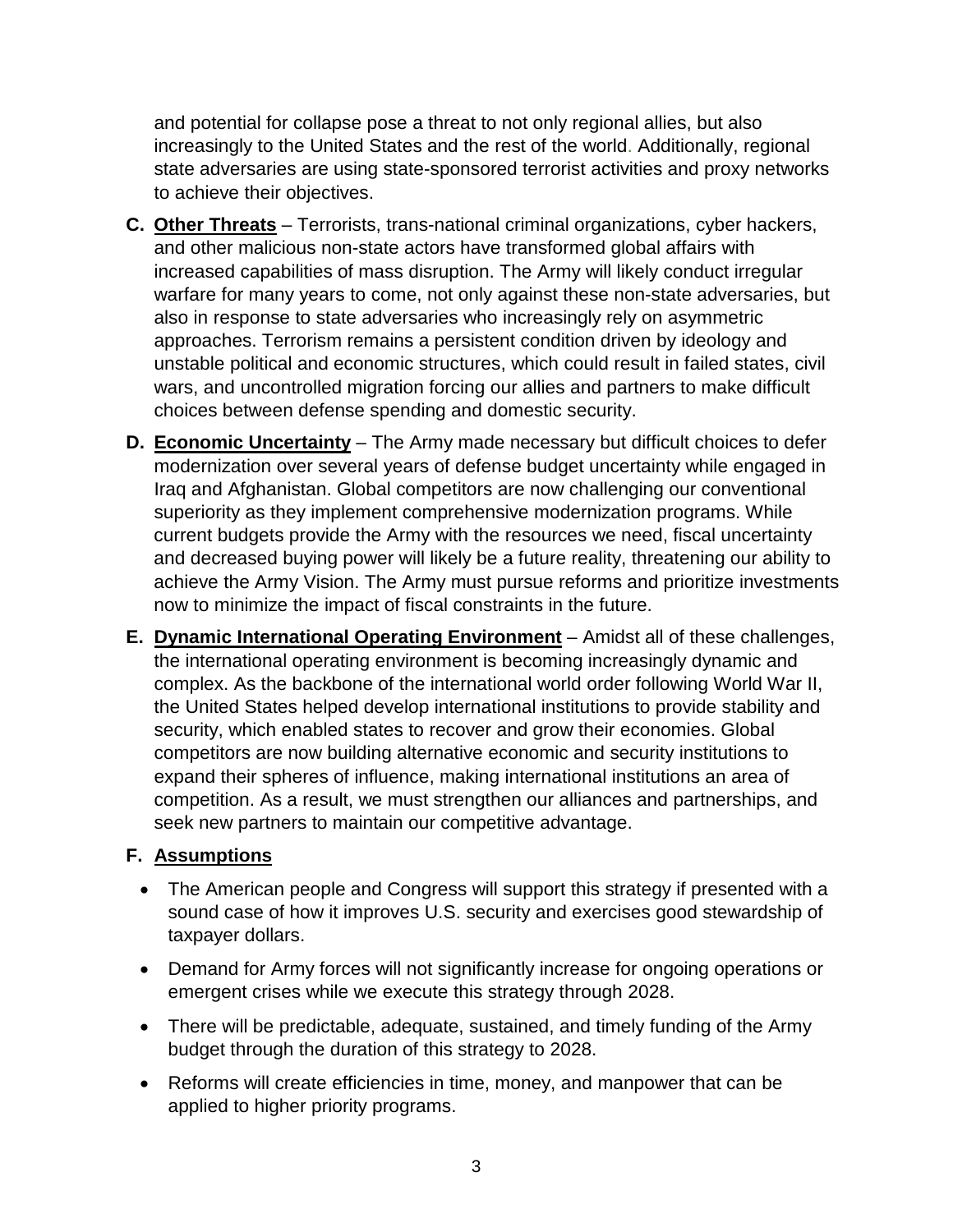and potential for collapse pose a threat to not only regional allies, but also increasingly to the United States and the rest of the world. Additionally, regional state adversaries are using state-sponsored terrorist activities and proxy networks to achieve their objectives.

**C. Other Threats** – Terrorists, trans-national criminal organizations, cyber hackers, and other malicious non-state actors have transformed global affairs with increased capabilities of mass disruption. The Army will likely conduct irregular warfare for many years to come, not only against these non-state adversaries, but also in response to state adversaries who increasingly rely on asymmetric approaches. Terrorism remains a persistent condition driven by ideology and unstable political and economic structures, which could result in failed states, civil wars, and uncontrolled migration forcing our allies and partners to make difficult choices between defense spending and domestic security.

**D. Economic Uncertainty** – The Army made necessary but difficult choices to defer modernization over several years of defense budget uncertainty while engaged in Iraq and Afghanistan. Global competitors are now challenging our conventional superiority as they implement comprehensive modernization programs. While current budgets provide the Army with the resources we need, fiscal uncertainty and decreased buying power will likely be a future reality, threatening our ability to achieve the Army Vision. The Army must pursue reforms and prioritize investments now to minimize the impact of fiscal constraints in the future.

**E. Dynamic International Operating Environment** – Amidst all of these challenges, the international operating environment is becoming increasingly dynamic and complex. As the backbone of the international world order following World War II, the United States helped develop international institutions to provide stability and security, which enabled states to recover and grow their economies. Global competitors are now building alternative economic and security institutions to expand their spheres of influence, making international institutions an area of competition. As a result, we must strengthen our alliances and partnerships, and seek new partners to maintain our competitive advantage.

**F. Assumptions**

- The American people and Congress will support this strategy if presented with a sound case of how it improves U.S. security and exercises good stewardship of taxpayer dollars.
- Demand for Army forces will not significantly increase for ongoing operations or emergent crises while we execute this strategy through 2028.
- There will be predictable, adequate, sustained, and timely funding of the Army budget through the duration of this strategy to 2028.
- Reforms will create efficiencies in time, money, and manpower that can be applied to higher priority programs.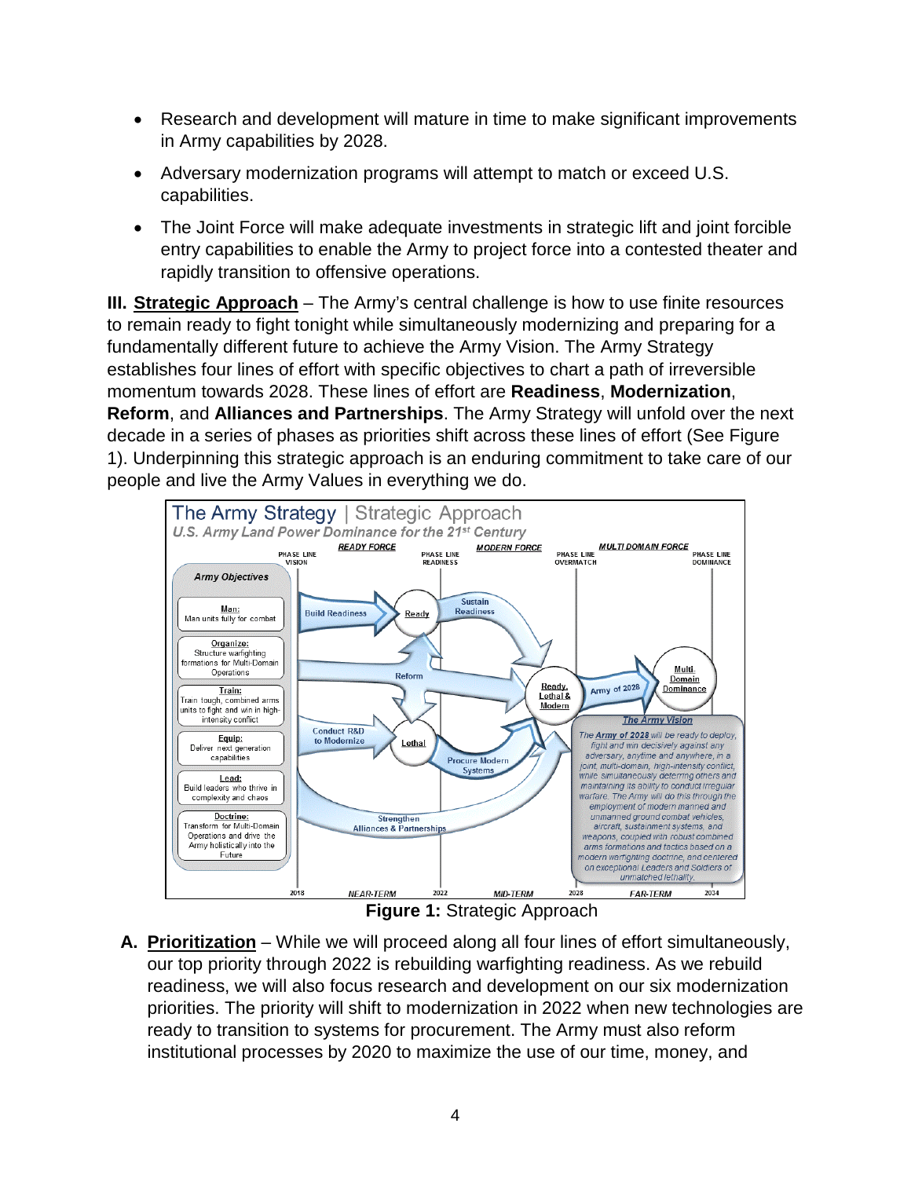- Research and development will mature in time to make significant improvements in Army capabilities by 2028.
- Adversary modernization programs will attempt to match or exceed U.S. capabilities.
- The Joint Force will make adequate investments in strategic lift and joint forcible entry capabilities to enable the Army to project force into a contested theater and rapidly transition to offensive operations.

**III. <u>Strategic Approach</u>** – The Army's central challenge is how to use finite resources to remain ready to fight tonight while simultaneously modernizing and preparing for a fundamentally different future to achieve the Army Vision. The Army Strategy establishes four lines of effort with specific objectives to chart a path of irreversible momentum towards 2028. These lines of effort are **Readiness**, **Modernization**, **Reform**, and **Alliances and Partnerships**. The Army Strategy will unfold over the next decade in a series of phases as priorities shift across these lines of effort (See Figure 1). Underpinning this strategic approach is an enduring commitment to take care of our people and live the Army Values in everything we do.

**Figure 1:** Strategic Approach

**A. <u>Prioritization</u>** – While we will proceed along all four lines of effort simultaneously, our top priority through 2022 is rebuilding warfighting readiness. As we rebuild readiness, we will also focus research and development on our six modernization priorities. The priority will shift to modernization in 2022 when new technologies are ready to transition to systems for procurement. The Army must also reform institutional processes by 2020 to maximize the use of our time, money, and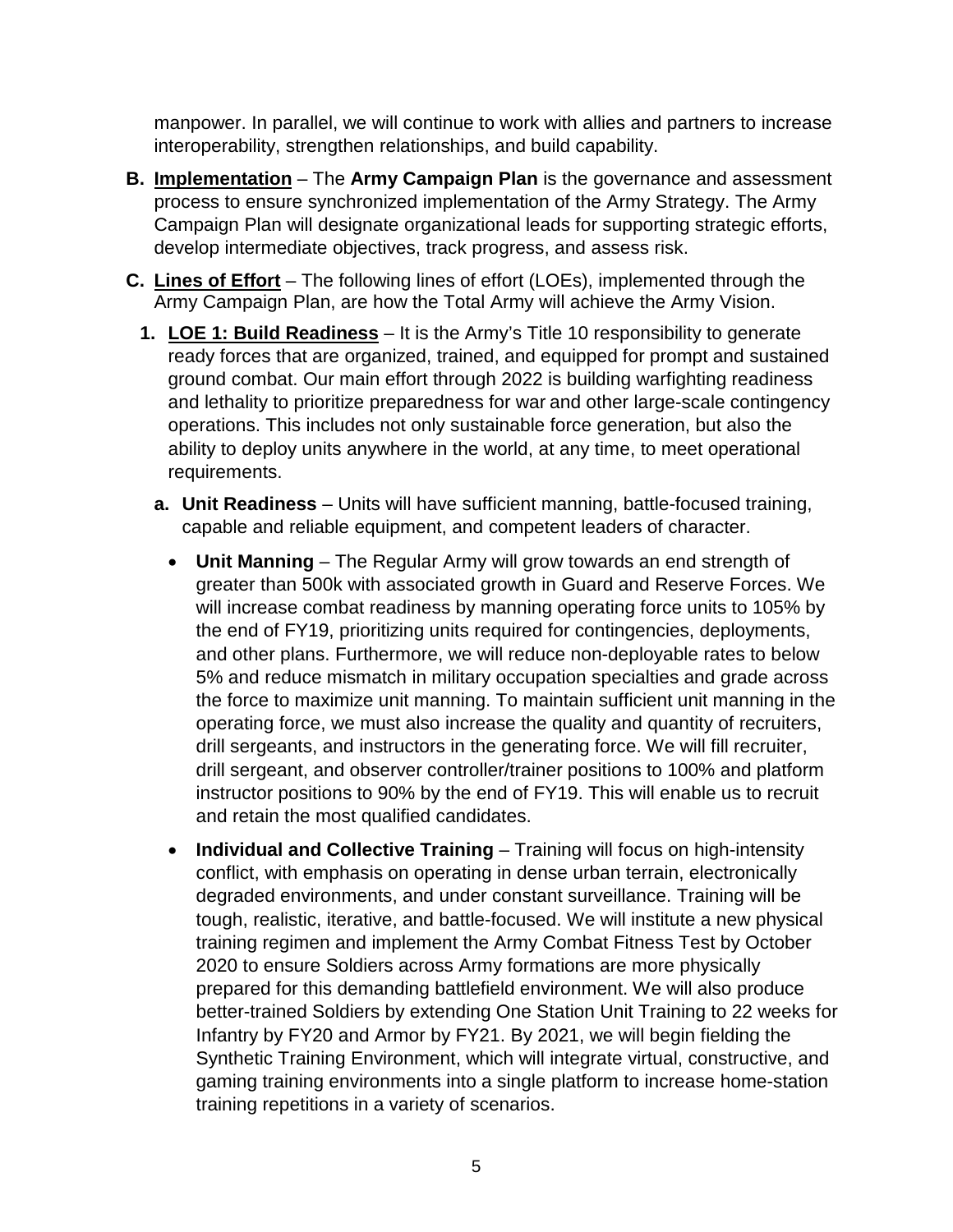manpower. In parallel, we will continue to work with allies and partners to increase interoperability, strengthen relationships, and build capability.

**B. Implementation** – The **Army Campaign Plan** is the governance and assessment process to ensure synchronized implementation of the Army Strategy. The Army Campaign Plan will designate organizational leads for supporting strategic efforts, develop intermediate objectives, track progress, and assess risk.

**C. Lines of Effort** – The following lines of effort (LOEs), implemented through the Army Campaign Plan, are how the Total Army will achieve the Army Vision.

**1. LOE 1: Build Readiness** – It is the Army's Title 10 responsibility to generate ready forces that are organized, trained, and equipped for prompt and sustained ground combat. Our main effort through 2022 is building warfighting readiness and lethality to prioritize preparedness for war and other large-scale contingency operations. This includes not only sustainable force generation, but also the ability to deploy units anywhere in the world, at any time, to meet operational requirements.

**a. Unit Readiness** – Units will have sufficient manning, battle-focused training, capable and reliable equipment, and competent leaders of character.

- **Unit Manning** – The Regular Army will grow towards an end strength of greater than 500k with associated growth in Guard and Reserve Forces. We will increase combat readiness by manning operating force units to 105% by the end of FY19, prioritizing units required for contingencies, deployments, and other plans. Furthermore, we will reduce non-deployable rates to below 5% and reduce mismatch in military occupation specialties and grade across the force to maximize unit manning. To maintain sufficient unit manning in the operating force, we must also increase the quality and quantity of recruiters, drill sergeants, and instructors in the generating force. We will fill recruiter, drill sergeant, and observer controller/trainer positions to 100% and platform instructor positions to 90% by the end of FY19. This will enable us to recruit and retain the most qualified candidates.

- **Individual and Collective Training** – Training will focus on high-intensity conflict, with emphasis on operating in dense urban terrain, electronically degraded environments, and under constant surveillance. Training will be tough, realistic, iterative, and battle-focused. We will institute a new physical training regimen and implement the Army Combat Fitness Test by October 2020 to ensure Soldiers across Army formations are more physically prepared for this demanding battlefield environment. We will also produce better-trained Soldiers by extending One Station Unit Training to 22 weeks for Infantry by FY20 and Armor by FY21. By 2021, we will begin fielding the Synthetic Training Environment, which will integrate virtual, constructive, and gaming training environments into a single platform to increase home-station training repetitions in a variety of scenarios.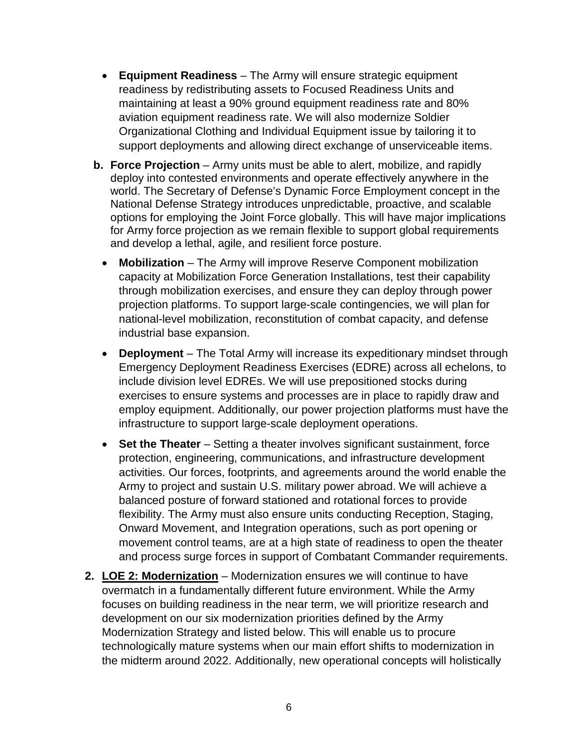- **Equipment Readiness** – The Army will ensure strategic equipment readiness by redistributing assets to Focused Readiness Units and maintaining at least a 90% ground equipment readiness rate and 80% aviation equipment readiness rate. We will also modernize Soldier Organizational Clothing and Individual Equipment issue by tailoring it to support deployments and allowing direct exchange of unserviceable items.

**b. Force Projection** – Army units must be able to alert, mobilize, and rapidly deploy into contested environments and operate effectively anywhere in the world. The Secretary of Defense's Dynamic Force Employment concept in the National Defense Strategy introduces unpredictable, proactive, and scalable options for employing the Joint Force globally. This will have major implications for Army force projection as we remain flexible to support global requirements and develop a lethal, agile, and resilient force posture.

- **Mobilization** – The Army will improve Reserve Component mobilization capacity at Mobilization Force Generation Installations, test their capability through mobilization exercises, and ensure they can deploy through power projection platforms. To support large-scale contingencies, we will plan for national-level mobilization, reconstitution of combat capacity, and defense industrial base expansion.

- **Deployment** – The Total Army will increase its expeditionary mindset through Emergency Deployment Readiness Exercises (EDRE) across all echelons, to include division level EDREs. We will use prepositioned stocks during exercises to ensure systems and processes are in place to rapidly draw and employ equipment. Additionally, our power projection platforms must have the infrastructure to support large-scale deployment operations.

- **Set the Theater** – Setting a theater involves significant sustainment, force protection, engineering, communications, and infrastructure development activities. Our forces, footprints, and agreements around the world enable the Army to project and sustain U.S. military power abroad. We will achieve a balanced posture of forward stationed and rotational forces to provide flexibility. The Army must also ensure units conducting Reception, Staging, Onward Movement, and Integration operations, such as port opening or movement control teams, are at a high state of readiness to open the theater and process surge forces in support of Combatant Commander requirements.

**2. <u>LOE 2: Modernization</u>** – Modernization ensures we will continue to have overmatch in a fundamentally different future environment. While the Army focuses on building readiness in the near term, we will prioritize research and development on our six modernization priorities defined by the Army Modernization Strategy and listed below. This will enable us to procure technologically mature systems when our main effort shifts to modernization in the midterm around 2022. Additionally, new operational concepts will holistically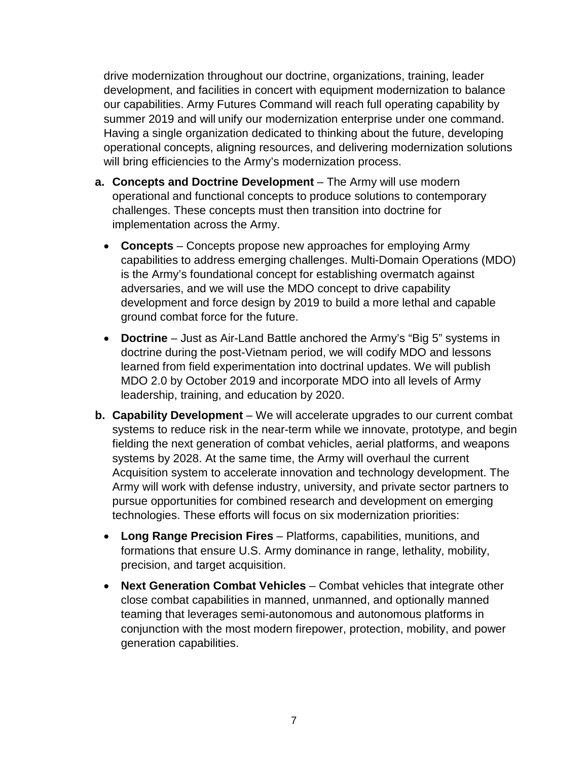drive modernization throughout our doctrine, organizations, training, leader development, and facilities in concert with equipment modernization to balance our capabilities. Army Futures Command will reach full operating capability by summer 2019 and will unify our modernization enterprise under one command. Having a single organization dedicated to thinking about the future, developing operational concepts, aligning resources, and delivering modernization solutions will bring efficiencies to the Army's modernization process.

**a. Concepts and Doctrine Development** – The Army will use modern operational and functional concepts to produce solutions to contemporary challenges. These concepts must then transition into doctrine for implementation across the Army.

- **Concepts** – Concepts propose new approaches for employing Army capabilities to address emerging challenges. Multi-Domain Operations (MDO) is the Army's foundational concept for establishing overmatch against adversaries, and we will use the MDO concept to drive capability development and force design by 2019 to build a more lethal and capable ground combat force for the future.
- **Doctrine** – Just as Air-Land Battle anchored the Army's "Big 5" systems in doctrine during the post-Vietnam period, we will codify MDO and lessons learned from field experimentation into doctrinal updates. We will publish MDO 2.0 by October 2019 and incorporate MDO into all levels of Army leadership, training, and education by 2020.

**b. Capability Development** – We will accelerate upgrades to our current combat systems to reduce risk in the near-term while we innovate, prototype, and begin fielding the next generation of combat vehicles, aerial platforms, and weapons systems by 2028. At the same time, the Army will overhaul the current Acquisition system to accelerate innovation and technology development. The Army will work with defense industry, university, and private sector partners to pursue opportunities for combined research and development on emerging technologies. These efforts will focus on six modernization priorities:

- **Long Range Precision Fires** – Platforms, capabilities, munitions, and formations that ensure U.S. Army dominance in range, lethality, mobility, precision, and target acquisition.
- **Next Generation Combat Vehicles** – Combat vehicles that integrate other close combat capabilities in manned, unmanned, and optionally manned teaming that leverages semi-autonomous and autonomous platforms in conjunction with the most modern firepower, protection, mobility, and power generation capabilities.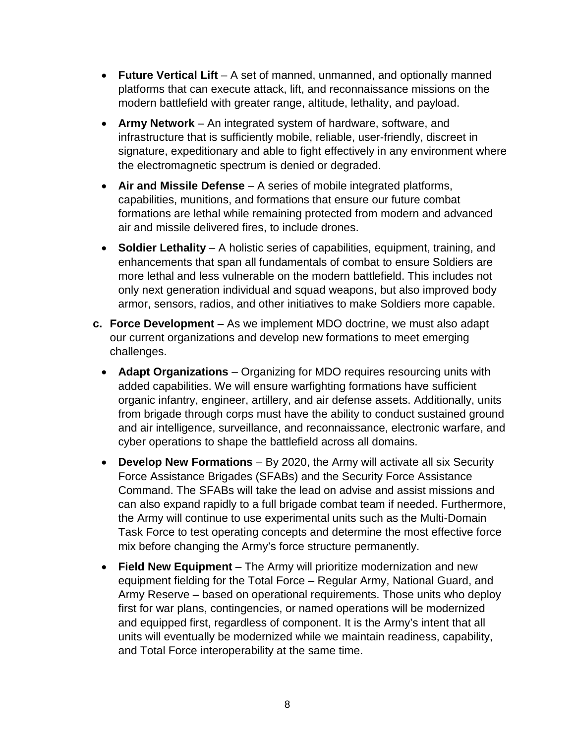- **Future Vertical Lift** – A set of manned, unmanned, and optionally manned platforms that can execute attack, lift, and reconnaissance missions on the modern battlefield with greater range, altitude, lethality, and payload.
- **Army Network** – An integrated system of hardware, software, and infrastructure that is sufficiently mobile, reliable, user-friendly, discreet in signature, expeditionary and able to fight effectively in any environment where the electromagnetic spectrum is denied or degraded.
- **Air and Missile Defense** – A series of mobile integrated platforms, capabilities, munitions, and formations that ensure our future combat formations are lethal while remaining protected from modern and advanced air and missile delivered fires, to include drones.
- **Soldier Lethality** – A holistic series of capabilities, equipment, training, and enhancements that span all fundamentals of combat to ensure Soldiers are more lethal and less vulnerable on the modern battlefield. This includes not only next generation individual and squad weapons, but also improved body armor, sensors, radios, and other initiatives to make Soldiers more capable.

**c. Force Development** – As we implement MDO doctrine, we must also adapt our current organizations and develop new formations to meet emerging challenges.

- **Adapt Organizations** – Organizing for MDO requires resourcing units with added capabilities. We will ensure warfighting formations have sufficient organic infantry, engineer, artillery, and air defense assets. Additionally, units from brigade through corps must have the ability to conduct sustained ground and air intelligence, surveillance, and reconnaissance, electronic warfare, and cyber operations to shape the battlefield across all domains.
- **Develop New Formations** – By 2020, the Army will activate all six Security Force Assistance Brigades (SFABs) and the Security Force Assistance Command. The SFABs will take the lead on advise and assist missions and can also expand rapidly to a full brigade combat team if needed. Furthermore, the Army will continue to use experimental units such as the Multi-Domain Task Force to test operating concepts and determine the most effective force mix before changing the Army's force structure permanently.
- **Field New Equipment** – The Army will prioritize modernization and new equipment fielding for the Total Force – Regular Army, National Guard, and Army Reserve – based on operational requirements. Those units who deploy first for war plans, contingencies, or named operations will be modernized and equipped first, regardless of component. It is the Army's intent that all units will eventually be modernized while we maintain readiness, capability, and Total Force interoperability at the same time.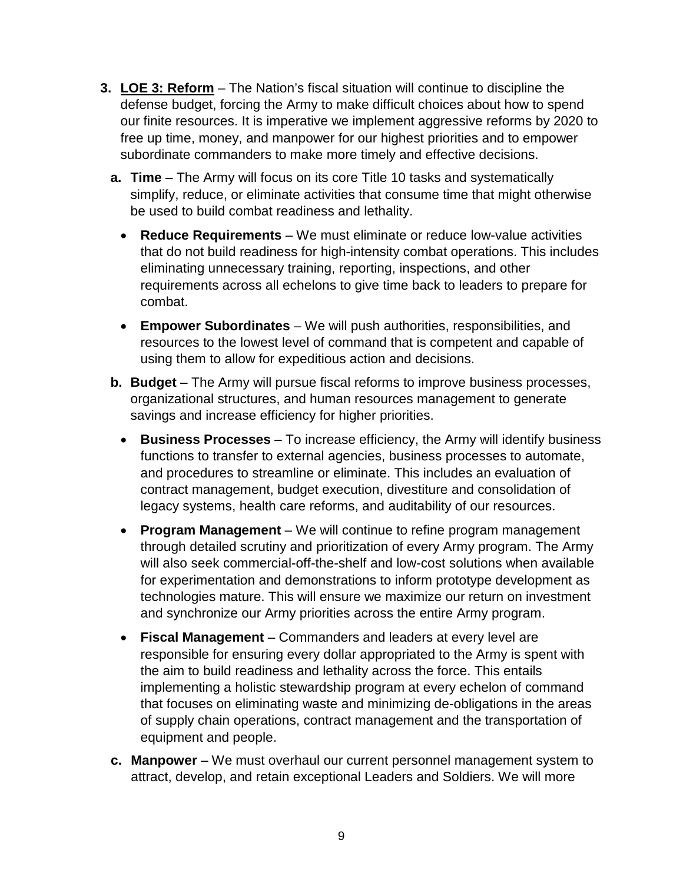3. **<u>LOE 3: Reform</u>** – The Nation's fiscal situation will continue to discipline the defense budget, forcing the Army to make difficult choices about how to spend our finite resources. It is imperative we implement aggressive reforms by 2020 to free up time, money, and manpower for our highest priorities and to empower subordinate commanders to make more timely and effective decisions.

   a. **Time** – The Army will focus on its core Title 10 tasks and systematically simplify, reduce, or eliminate activities that consume time that might otherwise be used to build combat readiness and lethality.

      - **Reduce Requirements** – We must eliminate or reduce low-value activities that do not build readiness for high-intensity combat operations. This includes eliminating unnecessary training, reporting, inspections, and other requirements across all echelons to give time back to leaders to prepare for combat.

      - **Empower Subordinates** – We will push authorities, responsibilities, and resources to the lowest level of command that is competent and capable of using them to allow for expeditious action and decisions.

   b. **Budget** – The Army will pursue fiscal reforms to improve business processes, organizational structures, and human resources management to generate savings and increase efficiency for higher priorities.

      - **Business Processes** – To increase efficiency, the Army will identify business functions to transfer to external agencies, business processes to automate, and procedures to streamline or eliminate. This includes an evaluation of contract management, budget execution, divestiture and consolidation of legacy systems, health care reforms, and auditability of our resources.

      - **Program Management** – We will continue to refine program management through detailed scrutiny and prioritization of every Army program. The Army will also seek commercial-off-the-shelf and low-cost solutions when available for experimentation and demonstrations to inform prototype development as technologies mature. This will ensure we maximize our return on investment and synchronize our Army priorities across the entire Army program.

      - **Fiscal Management** – Commanders and leaders at every level are responsible for ensuring every dollar appropriated to the Army is spent with the aim to build readiness and lethality across the force. This entails implementing a holistic stewardship program at every echelon of command that focuses on eliminating waste and minimizing de-obligations in the areas of supply chain operations, contract management and the transportation of equipment and people.

   c. **Manpower** – We must overhaul our current personnel management system to attract, develop, and retain exceptional Leaders and Soldiers. We will more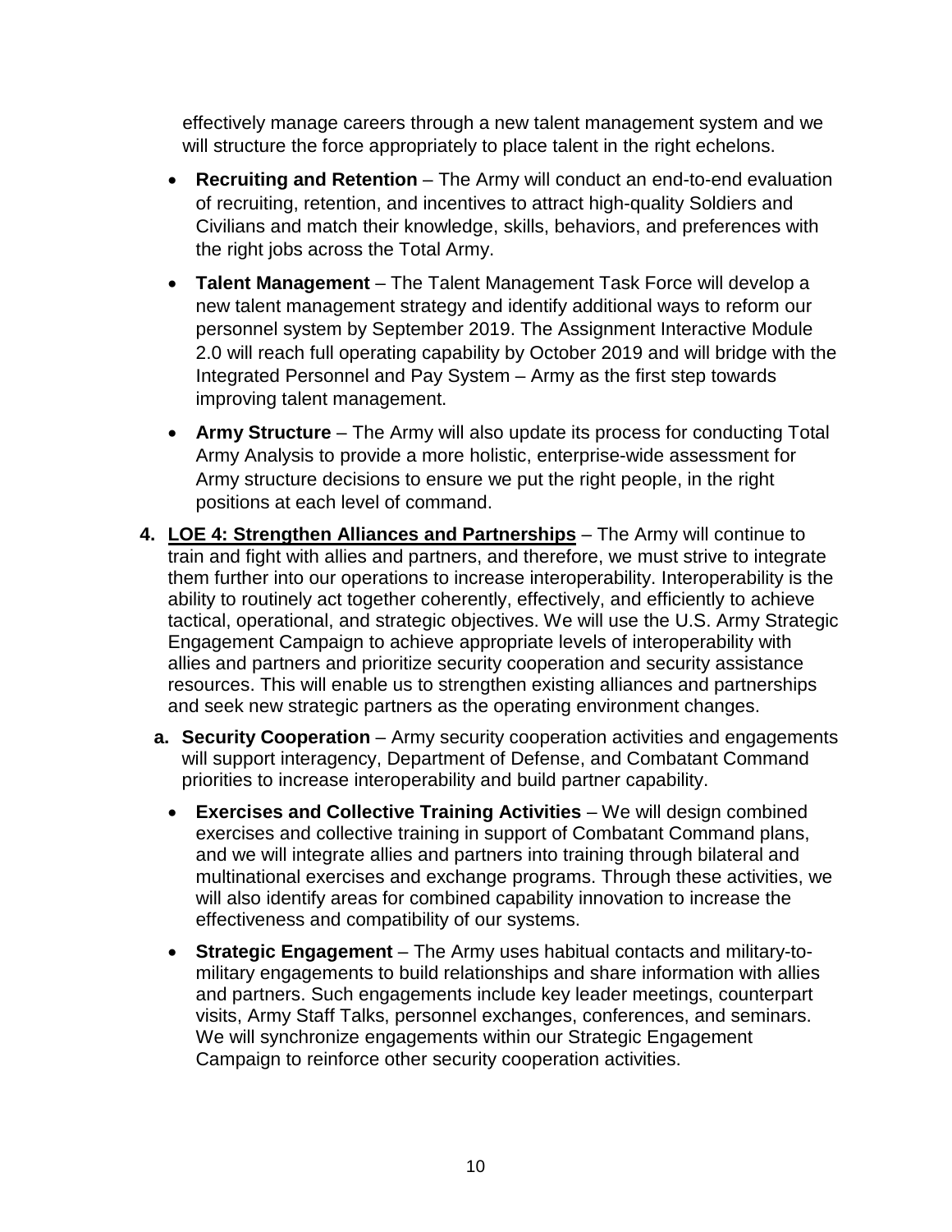effectively manage careers through a new talent management system and we will structure the force appropriately to place talent in the right echelons.

- **Recruiting and Retention** – The Army will conduct an end-to-end evaluation of recruiting, retention, and incentives to attract high-quality Soldiers and Civilians and match their knowledge, skills, behaviors, and preferences with the right jobs across the Total Army.
- **Talent Management** – The Talent Management Task Force will develop a new talent management strategy and identify additional ways to reform our personnel system by September 2019. The Assignment Interactive Module 2.0 will reach full operating capability by October 2019 and will bridge with the Integrated Personnel and Pay System – Army as the first step towards improving talent management.
- **Army Structure** – The Army will also update its process for conducting Total Army Analysis to provide a more holistic, enterprise-wide assessment for Army structure decisions to ensure we put the right people, in the right positions at each level of command.

4. **LOE 4: Strengthen Alliances and Partnerships** – The Army will continue to train and fight with allies and partners, and therefore, we must strive to integrate them further into our operations to increase interoperability. Interoperability is the ability to routinely act together coherently, effectively, and efficiently to achieve tactical, operational, and strategic objectives. We will use the U.S. Army Strategic Engagement Campaign to achieve appropriate levels of interoperability with allies and partners and prioritize security cooperation and security assistance resources. This will enable us to strengthen existing alliances and partnerships and seek new strategic partners as the operating environment changes.

   a. **Security Cooperation** – Army security cooperation activities and engagements will support interagency, Department of Defense, and Combatant Command priorities to increase interoperability and build partner capability.

   - **Exercises and Collective Training Activities** – We will design combined exercises and collective training in support of Combatant Command plans, and we will integrate allies and partners into training through bilateral and multinational exercises and exchange programs. Through these activities, we will also identify areas for combined capability innovation to increase the effectiveness and compatibility of our systems.
   - **Strategic Engagement** – The Army uses habitual contacts and military-to-military engagements to build relationships and share information with allies and partners. Such engagements include key leader meetings, counterpart visits, Army Staff Talks, personnel exchanges, conferences, and seminars. We will synchronize engagements within our Strategic Engagement Campaign to reinforce other security cooperation activities.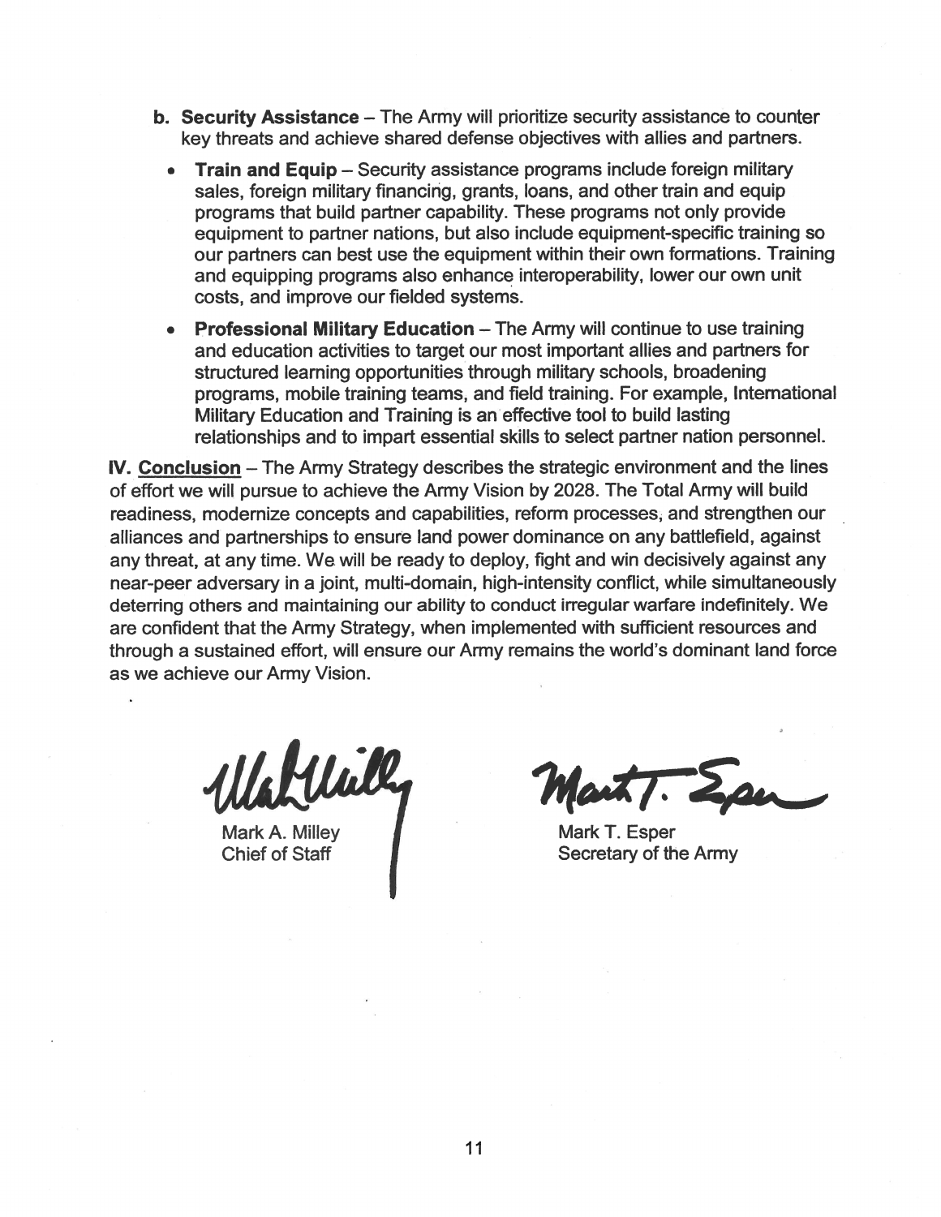**b. Security Assistance** – The Army will prioritize security assistance to counter key threats and achieve shared defense objectives with allies and partners.

- **Train and Equip** – Security assistance programs include foreign military sales, foreign military financing, grants, loans, and other train and equip programs that build partner capability. These programs not only provide equipment to partner nations, but also include equipment-specific training so our partners can best use the equipment within their own formations. Training and equipping programs also enhance interoperability, lower our own unit costs, and improve our fielded systems.
- **Professional Military Education** – The Army will continue to use training and education activities to target our most important allies and partners for structured learning opportunities through military schools, broadening programs, mobile training teams, and field training. For example, International Military Education and Training is an effective tool to build lasting relationships and to impart essential skills to select partner nation personnel.

**IV. Conclusion** – The Army Strategy describes the strategic environment and the lines of effort we will pursue to achieve the Army Vision by 2028. The Total Army will build readiness, modernize concepts and capabilities, reform processes, and strengthen our alliances and partnerships to ensure land power dominance on any battlefield, against any threat, at any time. We will be ready to deploy, fight and win decisively against any near-peer adversary in a joint, multi-domain, high-intensity conflict, while simultaneously deterring others and maintaining our ability to conduct irregular warfare indefinitely. We are confident that the Army Strategy, when implemented with sufficient resources and through a sustained effort, will ensure our Army remains the world's dominant land force as we achieve our Army Vision.

Mark A. Milley
Chief of Staff

Mark T. Esper
Secretary of the Army